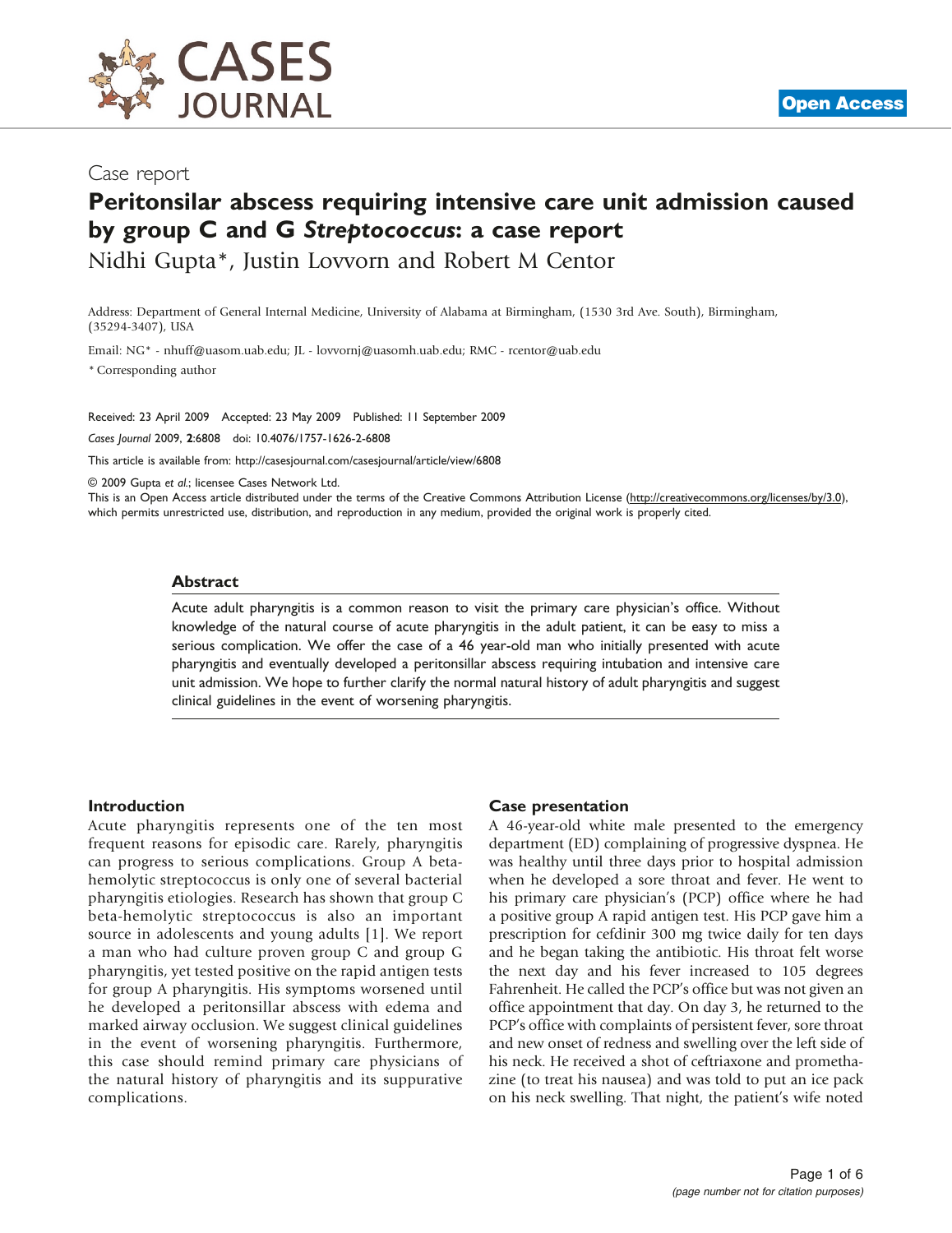Case report

# Peritonsilar abscess requiring intensive care unit admission caused by group C and G *Streptococcus*: a case report

Nidhi Gupta*, Justin Lovvorn and Robert M Centor

Address: Department of General Internal Medicine, University of Alabama at Birmingham, (1530 3rd Ave. South), Birmingham, (35294-3407), USA

Email: NG* - nhuff@uasom.uab.edu; JL - lovvornj@uasomh.uab.edu; RMC - rcentor@uab.edu

* Corresponding author

Received: 23 April 2009 Accepted: 23 May 2009 Published: 11 September 2009

*Cases Journal* 2009, **2**:6808 doi: 10.4076/1757-1626-2-6808

This article is available from: http://casesjournal.com/casesjournal/article/view/6808

© 2009 Gupta *et al.*; licensee Cases Network Ltd.

This is an Open Access article distributed under the terms of the Creative Commons Attribution License (http://creativecommons.org/licenses/by/3.0), which permits unrestricted use, distribution, and reproduction in any medium, provided the original work is properly cited.

## Abstract

Acute adult pharyngitis is a common reason to visit the primary care physician's office. Without knowledge of the natural course of acute pharyngitis in the adult patient, it can be easy to miss a serious complication. We offer the case of a 46 year-old man who initially presented with acute pharyngitis and eventually developed a peritonsillar abscess requiring intubation and intensive care unit admission. We hope to further clarify the normal natural history of adult pharyngitis and suggest clinical guidelines in the event of worsening pharyngitis.

## Introduction

Acute pharyngitis represents one of the ten most frequent reasons for episodic care. Rarely, pharyngitis can progress to serious complications. Group A beta-hemolytic streptococcus is only one of several bacterial pharyngitis etiologies. Research has shown that group C beta-hemolytic streptococcus is also an important source in adolescents and young adults [1]. We report a man who had culture proven group C and group G pharyngitis, yet tested positive on the rapid antigen tests for group A pharyngitis. His symptoms worsened until he developed a peritonsillar abscess with edema and marked airway occlusion. We suggest clinical guidelines in the event of worsening pharyngitis. Furthermore, this case should remind primary care physicians of the natural history of pharyngitis and its suppurative complications.

## Case presentation

A 46-year-old white male presented to the emergency department (ED) complaining of progressive dyspnea. He was healthy until three days prior to hospital admission when he developed a sore throat and fever. He went to his primary care physician's (PCP) office where he had a positive group A rapid antigen test. His PCP gave him a prescription for cefdinir 300 mg twice daily for ten days and he began taking the antibiotic. His throat felt worse the next day and his fever increased to 105 degrees Fahrenheit. He called the PCP's office but was not given an office appointment that day. On day 3, he returned to the PCP's office with complaints of persistent fever, sore throat and new onset of redness and swelling over the left side of his neck. He received a shot of ceftriaxone and promethazine (to treat his nausea) and was told to put an ice pack on his neck swelling. That night, the patient's wife noted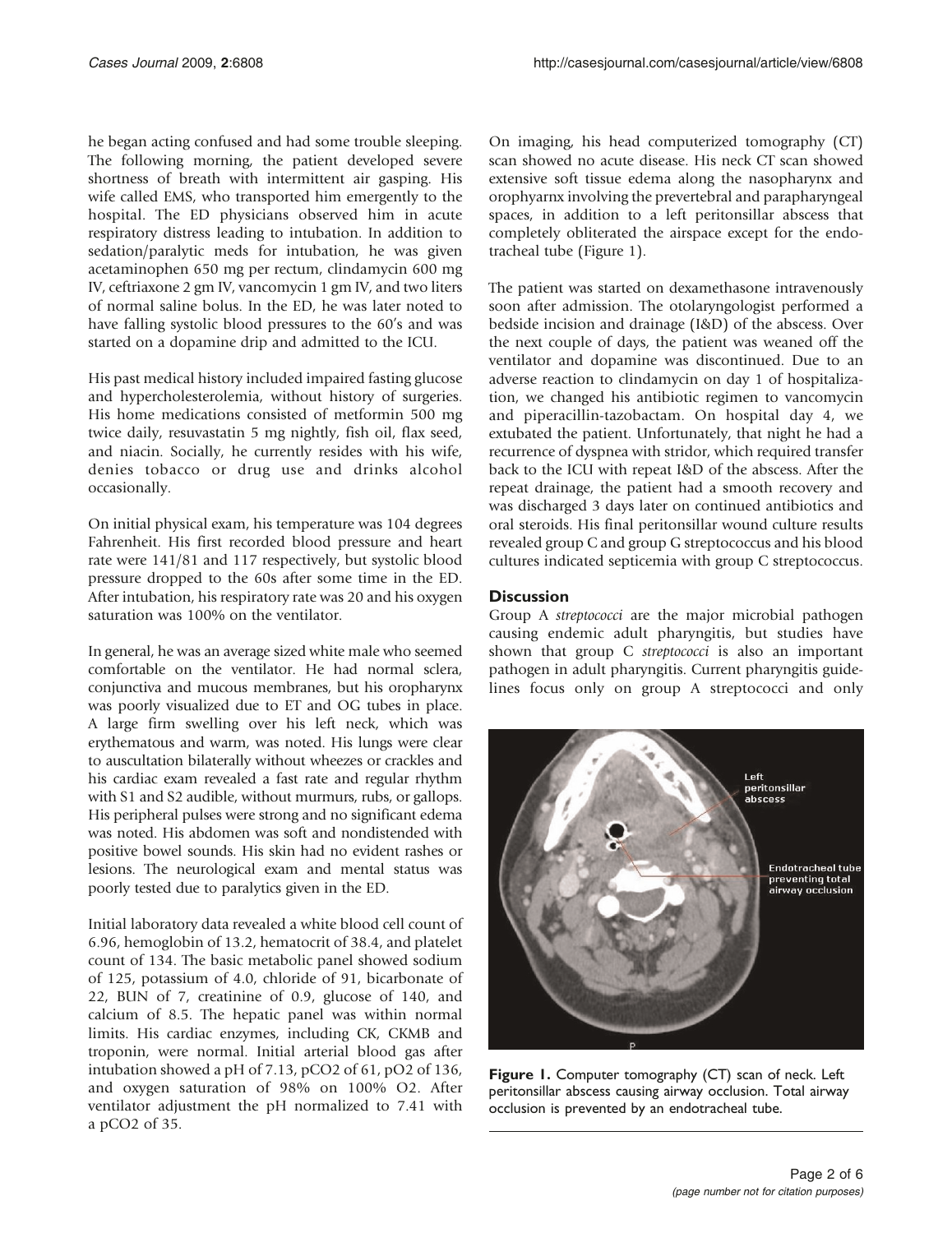he began acting confused and had some trouble sleeping. The following morning, the patient developed severe shortness of breath with intermittent air gasping. His wife called EMS, who transported him emergently to the hospital. The ED physicians observed him in acute respiratory distress leading to intubation. In addition to sedation/paralytic meds for intubation, he was given acetaminophen 650 mg per rectum, clindamycin 600 mg IV, ceftriaxone 2 gm IV, vancomycin 1 gm IV, and two liters of normal saline bolus. In the ED, he was later noted to have falling systolic blood pressures to the 60's and was started on a dopamine drip and admitted to the ICU.

His past medical history included impaired fasting glucose and hypercholesterolemia, without history of surgeries. His home medications consisted of metformin 500 mg twice daily, resuvastatin 5 mg nightly, fish oil, flax seed, and niacin. Socially, he currently resides with his wife, denies tobacco or drug use and drinks alcohol occasionally.

On initial physical exam, his temperature was 104 degrees Fahrenheit. His first recorded blood pressure and heart rate were 141/81 and 117 respectively, but systolic blood pressure dropped to the 60s after some time in the ED. After intubation, his respiratory rate was 20 and his oxygen saturation was 100% on the ventilator.

In general, he was an average sized white male who seemed comfortable on the ventilator. He had normal sclera, conjunctiva and mucous membranes, but his oropharynx was poorly visualized due to ET and OG tubes in place. A large firm swelling over his left neck, which was erythematous and warm, was noted. His lungs were clear to auscultation bilaterally without wheezes or crackles and his cardiac exam revealed a fast rate and regular rhythm with S1 and S2 audible, without murmurs, rubs, or gallops. His peripheral pulses were strong and no significant edema was noted. His abdomen was soft and nondistended with positive bowel sounds. His skin had no evident rashes or lesions. The neurological exam and mental status was poorly tested due to paralytics given in the ED.

Initial laboratory data revealed a white blood cell count of 6.96, hemoglobin of 13.2, hematocrit of 38.4, and platelet count of 134. The basic metabolic panel showed sodium of 125, potassium of 4.0, chloride of 91, bicarbonate of 22, BUN of 7, creatinine of 0.9, glucose of 140, and calcium of 8.5. The hepatic panel was within normal limits. His cardiac enzymes, including CK, CKMB and troponin, were normal. Initial arterial blood gas after intubation showed a pH of 7.13, pCO2 of 61, pO2 of 136, and oxygen saturation of 98% on 100% O2. After ventilator adjustment the pH normalized to 7.41 with a pCO2 of 35.

On imaging, his head computerized tomography (CT) scan showed no acute disease. His neck CT scan showed extensive soft tissue edema along the nasopharynx and orophyarnx involving the prevertebral and parapharyngeal spaces, in addition to a left peritonsillar abscess that completely obliterated the airspace except for the endotracheal tube (Figure 1).

The patient was started on dexamethasone intravenously soon after admission. The otolaryngologist performed a bedside incision and drainage (I&D) of the abscess. Over the next couple of days, the patient was weaned off the ventilator and dopamine was discontinued. Due to an adverse reaction to clindamycin on day 1 of hospitalization, we changed his antibiotic regimen to vancomycin and piperacillin-tazobactam. On hospital day 4, we extubated the patient. Unfortunately, that night he had a recurrence of dyspnea with stridor, which required transfer back to the ICU with repeat I&D of the abscess. After the repeat drainage, the patient had a smooth recovery and was discharged 3 days later on continued antibiotics and oral steroids. His final peritonsillar wound culture results revealed group C and group G streptococcus and his blood cultures indicated septicemia with group C streptococcus.

## Discussion

Group A *streptococci* are the major microbial pathogen causing endemic adult pharyngitis, but studies have shown that group C *streptococci* is also an important pathogen in adult pharyngitis. Current pharyngitis guidelines focus only on group A streptococci and only

**Figure 1.** Computer tomography (CT) scan of neck. Left peritonsillar abscess causing airway occlusion. Total airway occlusion is prevented by an endotracheal tube.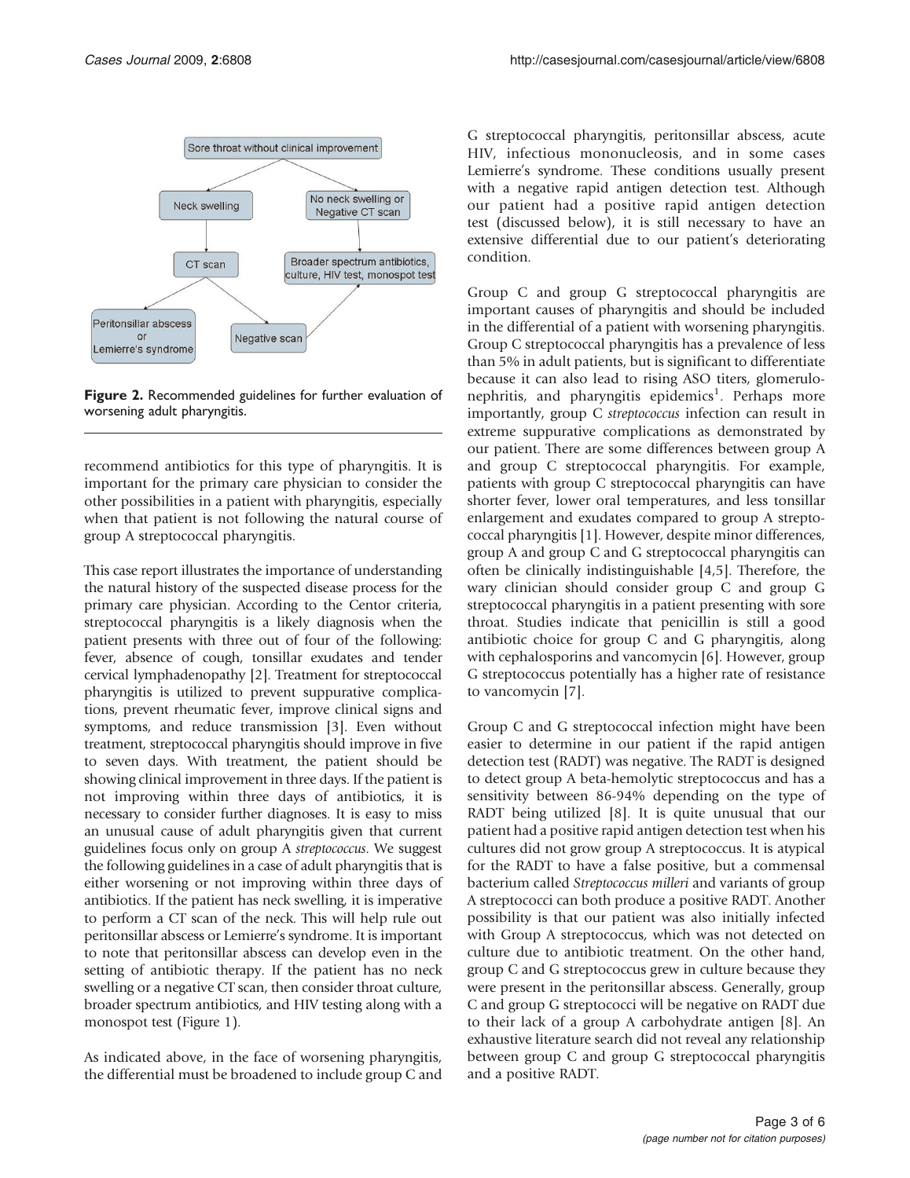Figure 2. Recommended guidelines for further evaluation of worsening adult pharyngitis.

recommend antibiotics for this type of pharyngitis. It is important for the primary care physician to consider the other possibilities in a patient with pharyngitis, especially when that patient is not following the natural course of group A streptococcal pharyngitis.

This case report illustrates the importance of understanding the natural history of the suspected disease process for the primary care physician. According to the Centor criteria, streptococcal pharyngitis is a likely diagnosis when the patient presents with three out of four of the following: fever, absence of cough, tonsillar exudates and tender cervical lymphadenopathy [2]. Treatment for streptococcal pharyngitis is utilized to prevent suppurative complications, prevent rheumatic fever, improve clinical signs and symptoms, and reduce transmission [3]. Even without treatment, streptococcal pharyngitis should improve in five to seven days. With treatment, the patient should be showing clinical improvement in three days. If the patient is not improving within three days of antibiotics, it is necessary to consider further diagnoses. It is easy to miss an unusual cause of adult pharyngitis given that current guidelines focus only on group A *streptococcus*. We suggest the following guidelines in a case of adult pharyngitis that is either worsening or not improving within three days of antibiotics. If the patient has neck swelling, it is imperative to perform a CT scan of the neck. This will help rule out peritonsillar abscess or Lemierre's syndrome. It is important to note that peritonsillar abscess can develop even in the setting of antibiotic therapy. If the patient has no neck swelling or a negative CT scan, then consider throat culture, broader spectrum antibiotics, and HIV testing along with a monospot test (Figure 1).

As indicated above, in the face of worsening pharyngitis, the differential must be broadened to include group C and G streptococcal pharyngitis, peritonsillar abscess, acute HIV, infectious mononucleosis, and in some cases Lemierre's syndrome. These conditions usually present with a negative rapid antigen detection test. Although our patient had a positive rapid antigen detection test (discussed below), it is still necessary to have an extensive differential due to our patient's deteriorating condition.

Group C and group G streptococcal pharyngitis are important causes of pharyngitis and should be included in the differential of a patient with worsening pharyngitis. Group C streptococcal pharyngitis has a prevalence of less than 5% in adult patients, but is significant to differentiate because it can also lead to rising ASO titers, glomerulonephritis, and pharyngitis epidemics[1]. Perhaps more importantly, group C *streptococcus* infection can result in extreme suppurative complications as demonstrated by our patient. There are some differences between group A and group C streptococcal pharyngitis. For example, patients with group C streptococcal pharyngitis can have shorter fever, lower oral temperatures, and less tonsillar enlargement and exudates compared to group A streptococcal pharyngitis [1]. However, despite minor differences, group A and group C and G streptococcal pharyngitis can often be clinically indistinguishable [4,5]. Therefore, the wary clinician should consider group C and group G streptococcal pharyngitis in a patient presenting with sore throat. Studies indicate that penicillin is still a good antibiotic choice for group C and G pharyngitis, along with cephalosporins and vancomycin [6]. However, group G streptococcus potentially has a higher rate of resistance to vancomycin [7].

Group C and G streptococcal infection might have been easier to determine in our patient if the rapid antigen detection test (RADT) was negative. The RADT is designed to detect group A beta-hemolytic streptococcus and has a sensitivity between 86-94% depending on the type of RADT being utilized [8]. It is quite unusual that our patient had a positive rapid antigen detection test when his cultures did not grow group A streptococcus. It is atypical for the RADT to have a false positive, but a commensal bacterium called *Streptococcus milleri* and variants of group A streptococci can both produce a positive RADT. Another possibility is that our patient was also initially infected with Group A streptococcus, which was not detected on culture due to antibiotic treatment. On the other hand, group C and G streptococcus grew in culture because they were present in the peritonsillar abscess. Generally, group C and group G streptococci will be negative on RADT due to their lack of a group A carbohydrate antigen [8]. An exhaustive literature search did not reveal any relationship between group C and group G streptococcal pharyngitis and a positive RADT.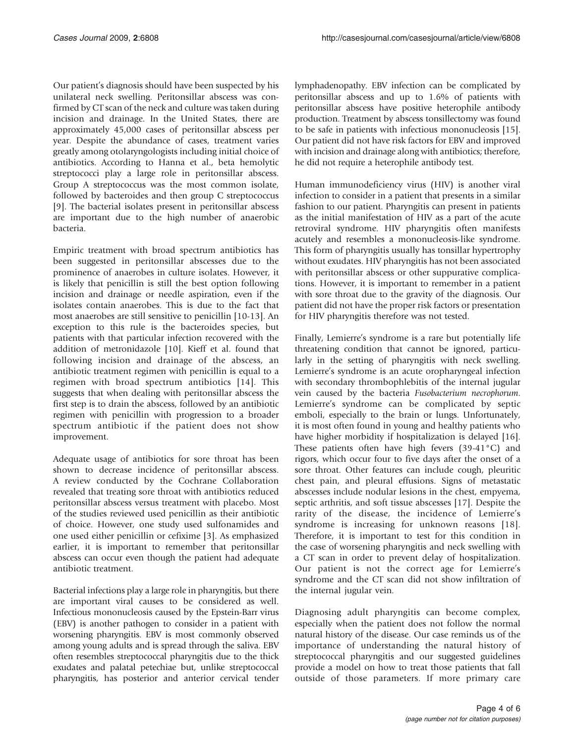Our patient's diagnosis should have been suspected by his unilateral neck swelling. Peritonsillar abscess was confirmed by CT scan of the neck and culture was taken during incision and drainage. In the United States, there are approximately 45,000 cases of peritonsillar abscess per year. Despite the abundance of cases, treatment varies greatly among otolaryngologists including initial choice of antibiotics. According to Hanna et al., beta hemolytic streptococci play a large role in peritonsillar abscess. Group A streptococcus was the most common isolate, followed by bacteroides and then group C streptococcus [9]. The bacterial isolates present in peritonsillar abscess are important due to the high number of anaerobic bacteria.

Empiric treatment with broad spectrum antibiotics has been suggested in peritonsillar abscesses due to the prominence of anaerobes in culture isolates. However, it is likely that penicillin is still the best option following incision and drainage or needle aspiration, even if the isolates contain anaerobes. This is due to the fact that most anaerobes are still sensitive to penicillin [10-13]. An exception to this rule is the bacteroides species, but patients with that particular infection recovered with the addition of metronidazole [10]. Kieff et al. found that following incision and drainage of the abscess, an antibiotic treatment regimen with penicillin is equal to a regimen with broad spectrum antibiotics [14]. This suggests that when dealing with peritonsillar abscess the first step is to drain the abscess, followed by an antibiotic regimen with penicillin with progression to a broader spectrum antibiotic if the patient does not show improvement.

Adequate usage of antibiotics for sore throat has been shown to decrease incidence of peritonsillar abscess. A review conducted by the Cochrane Collaboration revealed that treating sore throat with antibiotics reduced peritonsillar abscess versus treatment with placebo. Most of the studies reviewed used penicillin as their antibiotic of choice. However, one study used sulfonamides and one used either penicillin or cefixime [3]. As emphasized earlier, it is important to remember that peritonsillar abscess can occur even though the patient had adequate antibiotic treatment.

Bacterial infections play a large role in pharyngitis, but there are important viral causes to be considered as well. Infectious mononucleosis caused by the Epstein-Barr virus (EBV) is another pathogen to consider in a patient with worsening pharyngitis. EBV is most commonly observed among young adults and is spread through the saliva. EBV often resembles streptococcal pharyngitis due to the thick exudates and palatal petechiae but, unlike streptococcal pharyngitis, has posterior and anterior cervical tender lymphadenopathy. EBV infection can be complicated by peritonsillar abscess and up to 1.6% of patients with peritonsillar abscess have positive heterophile antibody production. Treatment by abscess tonsillectomy was found to be safe in patients with infectious mononucleosis [15]. Our patient did not have risk factors for EBV and improved with incision and drainage along with antibiotics; therefore, he did not require a heterophile antibody test.

Human immunodeficiency virus (HIV) is another viral infection to consider in a patient that presents in a similar fashion to our patient. Pharyngitis can present in patients as the initial manifestation of HIV as a part of the acute retroviral syndrome. HIV pharyngitis often manifests acutely and resembles a mononucleosis-like syndrome. This form of pharyngitis usually has tonsillar hypertrophy without exudates. HIV pharyngitis has not been associated with peritonsillar abscess or other suppurative complications. However, it is important to remember in a patient with sore throat due to the gravity of the diagnosis. Our patient did not have the proper risk factors or presentation for HIV pharyngitis therefore was not tested.

Finally, Lemierre's syndrome is a rare but potentially life threatening condition that cannot be ignored, particularly in the setting of pharyngitis with neck swelling. Lemierre's syndrome is an acute oropharyngeal infection with secondary thrombophlebitis of the internal jugular vein caused by the bacteria *Fusobacterium necrophorum*. Lemierre's syndrome can be complicated by septic emboli, especially to the brain or lungs. Unfortunately, it is most often found in young and healthy patients who have higher morbidity if hospitalization is delayed [16]. These patients often have high fevers (39-41°C) and rigors, which occur four to five days after the onset of a sore throat. Other features can include cough, pleuritic chest pain, and pleural effusions. Signs of metastatic abscesses include nodular lesions in the chest, empyema, septic arthritis, and soft tissue abscesses [17]. Despite the rarity of the disease, the incidence of Lemierre's syndrome is increasing for unknown reasons [18]. Therefore, it is important to test for this condition in the case of worsening pharyngitis and neck swelling with a CT scan in order to prevent delay of hospitalization. Our patient is not the correct age for Lemierre's syndrome and the CT scan did not show infiltration of the internal jugular vein.

Diagnosing adult pharyngitis can become complex, especially when the patient does not follow the normal natural history of the disease. Our case reminds us of the importance of understanding the natural history of streptococcal pharyngitis and our suggested guidelines provide a model on how to treat those patients that fall outside of those parameters. If more primary care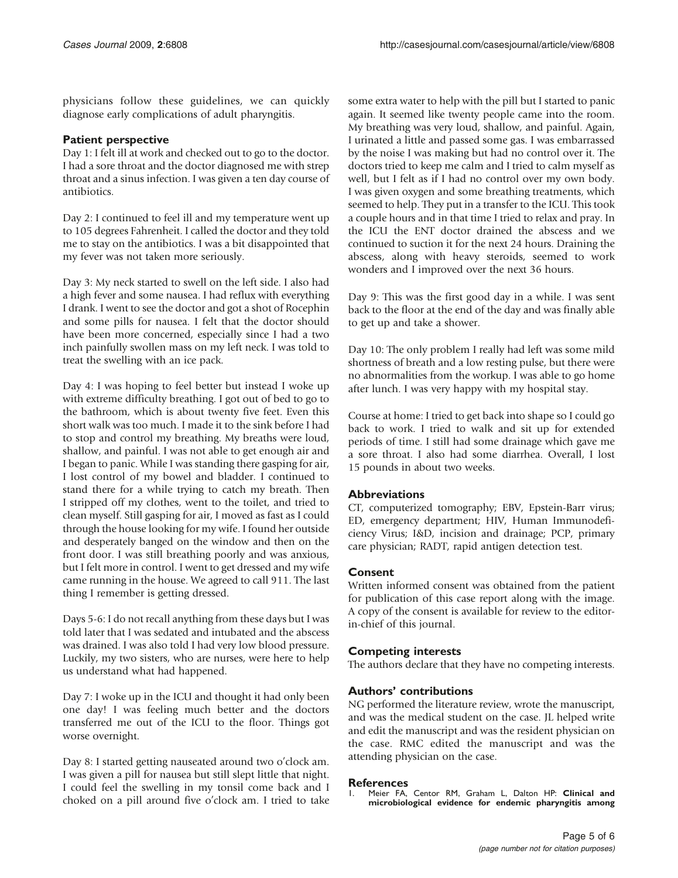physicians follow these guidelines, we can quickly diagnose early complications of adult pharyngitis.

## Patient perspective

Day 1: I felt ill at work and checked out to go to the doctor. I had a sore throat and the doctor diagnosed me with strep throat and a sinus infection. I was given a ten day course of antibiotics.

Day 2: I continued to feel ill and my temperature went up to 105 degrees Fahrenheit. I called the doctor and they told me to stay on the antibiotics. I was a bit disappointed that my fever was not taken more seriously.

Day 3: My neck started to swell on the left side. I also had a high fever and some nausea. I had reflux with everything I drank. I went to see the doctor and got a shot of Rocephin and some pills for nausea. I felt that the doctor should have been more concerned, especially since I had a two inch painfully swollen mass on my left neck. I was told to treat the swelling with an ice pack.

Day 4: I was hoping to feel better but instead I woke up with extreme difficulty breathing. I got out of bed to go to the bathroom, which is about twenty five feet. Even this short walk was too much. I made it to the sink before I had to stop and control my breathing. My breaths were loud, shallow, and painful. I was not able to get enough air and I began to panic. While I was standing there gasping for air, I lost control of my bowel and bladder. I continued to stand there for a while trying to catch my breath. Then I stripped off my clothes, went to the toilet, and tried to clean myself. Still gasping for air, I moved as fast as I could through the house looking for my wife. I found her outside and desperately banged on the window and then on the front door. I was still breathing poorly and was anxious, but I felt more in control. I went to get dressed and my wife came running in the house. We agreed to call 911. The last thing I remember is getting dressed.

Days 5-6: I do not recall anything from these days but I was told later that I was sedated and intubated and the abscess was drained. I was also told I had very low blood pressure. Luckily, my two sisters, who are nurses, were here to help us understand what had happened.

Day 7: I woke up in the ICU and thought it had only been one day! I was feeling much better and the doctors transferred me out of the ICU to the floor. Things got worse overnight.

Day 8: I started getting nauseated around two o'clock am. I was given a pill for nausea but still slept little that night. I could feel the swelling in my tonsil come back and I choked on a pill around five o'clock am. I tried to take some extra water to help with the pill but I started to panic again. It seemed like twenty people came into the room. My breathing was very loud, shallow, and painful. Again, I urinated a little and passed some gas. I was embarrassed by the noise I was making but had no control over it. The doctors tried to keep me calm and I tried to calm myself as well, but I felt as if I had no control over my own body. I was given oxygen and some breathing treatments, which seemed to help. They put in a transfer to the ICU. This took a couple hours and in that time I tried to relax and pray. In the ICU the ENT doctor drained the abscess and we continued to suction it for the next 24 hours. Draining the abscess, along with heavy steroids, seemed to work wonders and I improved over the next 36 hours.

Day 9: This was the first good day in a while. I was sent back to the floor at the end of the day and was finally able to get up and take a shower.

Day 10: The only problem I really had left was some mild shortness of breath and a low resting pulse, but there were no abnormalities from the workup. I was able to go home after lunch. I was very happy with my hospital stay.

Course at home: I tried to get back into shape so I could go back to work. I tried to walk and sit up for extended periods of time. I still had some drainage which gave me a sore throat. I also had some diarrhea. Overall, I lost 15 pounds in about two weeks.

## Abbreviations

CT, computerized tomography; EBV, Epstein-Barr virus; ED, emergency department; HIV, Human Immunodeficiency Virus; I&D, incision and drainage; PCP, primary care physician; RADT, rapid antigen detection test.

## Consent

Written informed consent was obtained from the patient for publication of this case report along with the image. A copy of the consent is available for review to the editor-in-chief of this journal.

## Competing interests

The authors declare that they have no competing interests.

## Authors' contributions

NG performed the literature review, wrote the manuscript, and was the medical student on the case. JL helped write and edit the manuscript and was the resident physician on the case. RMC edited the manuscript and was the attending physician on the case.

## References

1. Meier FA, Centor RM, Graham L, Dalton HP: **Clinical and microbiological evidence for endemic pharyngitis among**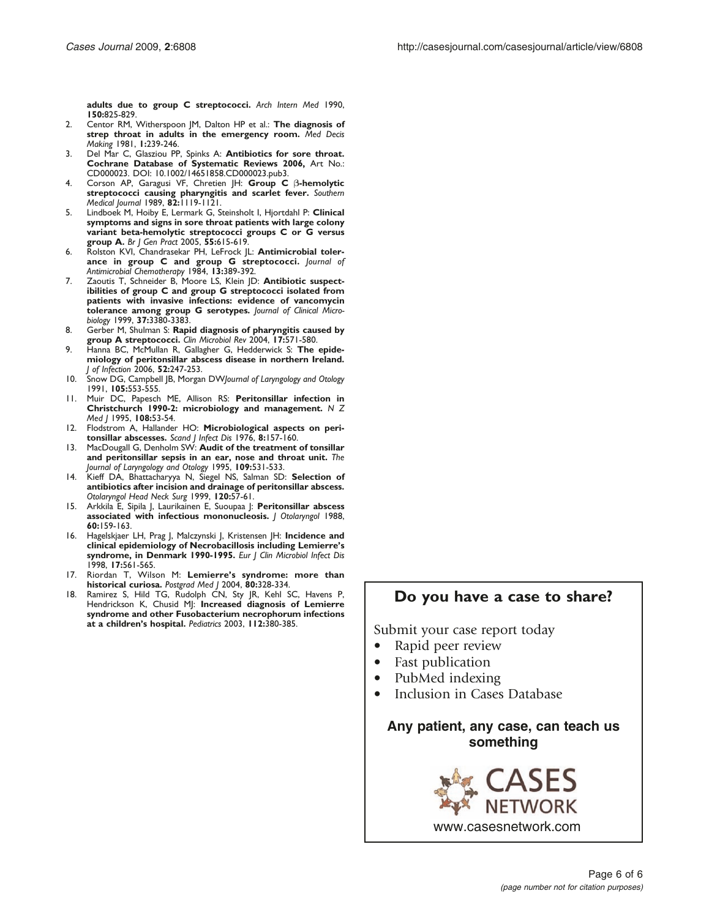adults due to group C streptococci. *Arch Intern Med* 1990, **150:**825-829.

2. Centor RM, Witherspoon JM, Dalton HP et al.: **The diagnosis of strep throat in adults in the emergency room.** *Med Decis Making* 1981, **1:**239-246.
3. Del Mar C, Glasziou PP, Spinks A: **Antibiotics for sore throat. Cochrane Database of Systematic Reviews 2006,** Art No.: CD000023. DOI: 10.1002/14651858.CD000023.pub3.
4. Corson AP, Garagusi VF, Chretien JH: **Group C β-hemolytic streptococci causing pharyngitis and scarlet fever.** *Southern Medical Journal* 1989, **82:**1119-1121.
5. Lindboek M, Hoiby E, Lermark G, Steinsholt I, Hjortdahl P: **Clinical symptoms and signs in sore throat patients with large colony variant beta-hemolytic streptococci groups C or G versus group A.** *Br J Gen Pract* 2005, **55:**615-619.
6. Rolston KVI, Chandrasekar PH, LeFrock JL: **Antimicrobial tolerance in group C and group G streptococci.** *Journal of Antimicrobial Chemotherapy* 1984, **13:**389-392.
7. Zaoutis T, Schneider B, Moore LS, Klein JD: **Antibiotic susceptibilities of group C and group G streptococci isolated from patients with invasive infections: evidence of vancomycin tolerance among group G serotypes.** *Journal of Clinical Microbiology* 1999, **37:**3380-3383.
8. Gerber M, Shulman S: **Rapid diagnosis of pharyngitis caused by group A streptococci.** *Clin Microbiol Rev* 2004, **17:**571-580.
9. Hanna BC, McMullan R, Gallagher G, Hedderwick S: **The epidemiology of peritonsillar abscess disease in northern Ireland.** *J of Infection* 2006, **52:**247-253.
10. Snow DG, Campbell JB, Morgan DW*Journal of Laryngology and Otology* 1991, **105:**553-555.
11. Muir DC, Papesch ME, Allison RS: **Peritonsillar infection in Christchurch 1990-2: microbiology and management.** *N Z Med J* 1995, **108:**53-54.
12. Flodstrom A, Hallander HO: **Microbiological aspects on peritonsillar abscesses.** *Scand J Infect Dis* 1976, **8:**157-160.
13. MacDougall G, Denholm SW: **Audit of the treatment of tonsillar and peritonsillar sepsis in an ear, nose and throat unit.** *The Journal of Laryngology and Otology* 1995, **109:**531-533.
14. Kieff DA, Bhattacharyya N, Siegel NS, Salman SD: **Selection of antibiotics after incision and drainage of peritonsillar abscess.** *Otolaryngol Head Neck Surg* 1999, **120:**57-61.
15. Arkkila E, Sipila J, Laurikainen E, Suoupaa J: **Peritonsillar abscess associated with infectious mononucleosis.** *J Otolaryngol* 1988, **60:**159-163.
16. Hagelskjaer LH, Prag J, Malczynski J, Kristensen JH: **Incidence and clinical epidemiology of Necrobacillosis including Lemierre's syndrome, in Denmark 1990-1995.** *Eur J Clin Microbiol Infect Dis* 1998, **17:**561-565.
17. Riordan T, Wilson M: **Lemierre's syndrome: more than historical curiosa.** *Postgrad Med J* 2004, **80:**328-334.
18. Ramirez S, Hild TG, Rudolph CN, Sty JR, Kehl SC, Havens P, Hendrickson K, Chusid MJ: **Increased diagnosis of Lemierre syndrome and other Fusobacterium necrophorum infections at a children's hospital.** *Pediatrics* 2003, **112:**380-385.

**Do you have a case to share?**

Submit your case report today

- Rapid peer review
- Fast publication
- PubMed indexing
- Inclusion in Cases Database

**Any patient, any case, can teach us something**

CASES NETWORK

www.casesnetwork.com